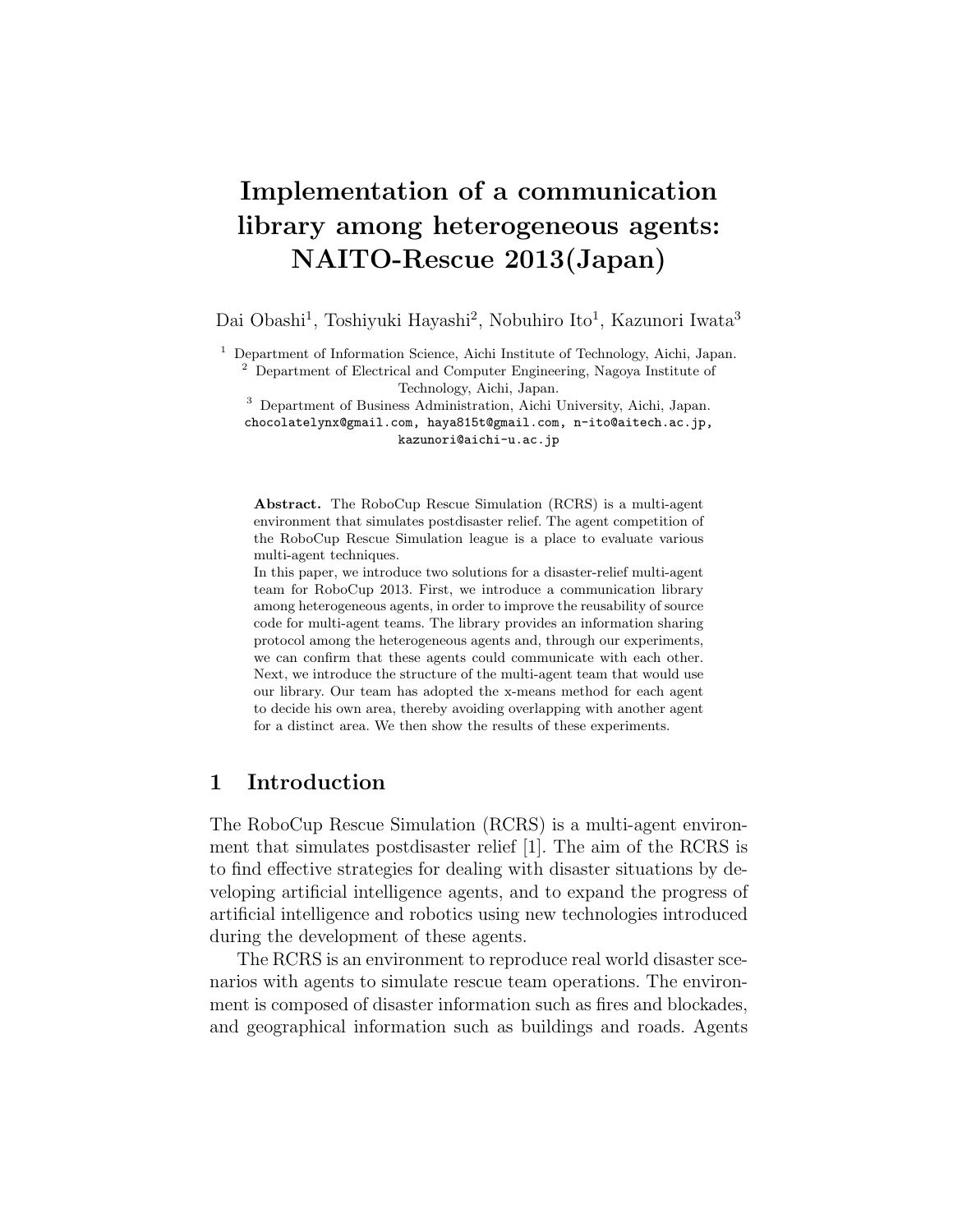# Implementation of a communication library among heterogeneous agents: NAITO-Rescue 2013(Japan)

Dai Obashi[1], Toshiyuki Hayashi[2], Nobuhiro Ito[1], Kazunori Iwata[3]

[1] Department of Information Science, Aichi Institute of Technology, Aichi, Japan.
[2] Department of Electrical and Computer Engineering, Nagoya Institute of Technology, Aichi, Japan.
[3] Department of Business Administration, Aichi University, Aichi, Japan.
chocolatelynx@gmail.com, haya815t@gmail.com, n-ito@aitech.ac.jp, kazunori@aichi-u.ac.jp

**Abstract.** The RoboCup Rescue Simulation (RCRS) is a multi-agent environment that simulates postdisaster relief. The agent competition of the RoboCup Rescue Simulation league is a place to evaluate various multi-agent techniques.
In this paper, we introduce two solutions for a disaster-relief multi-agent team for RoboCup 2013. First, we introduce a communication library among heterogeneous agents, in order to improve the reusability of source code for multi-agent teams. The library provides an information sharing protocol among the heterogeneous agents and, through our experiments, we can confirm that these agents could communicate with each other. Next, we introduce the structure of the multi-agent team that would use our library. Our team has adopted the x-means method for each agent to decide his own area, thereby avoiding overlapping with another agent for a distinct area. We then show the results of these experiments.

## 1 Introduction

The RoboCup Rescue Simulation (RCRS) is a multi-agent environment that simulates postdisaster relief [1]. The aim of the RCRS is to find effective strategies for dealing with disaster situations by developing artificial intelligence agents, and to expand the progress of artificial intelligence and robotics using new technologies introduced during the development of these agents.

The RCRS is an environment to reproduce real world disaster scenarios with agents to simulate rescue team operations. The environment is composed of disaster information such as fires and blockades, and geographical information such as buildings and roads. Agents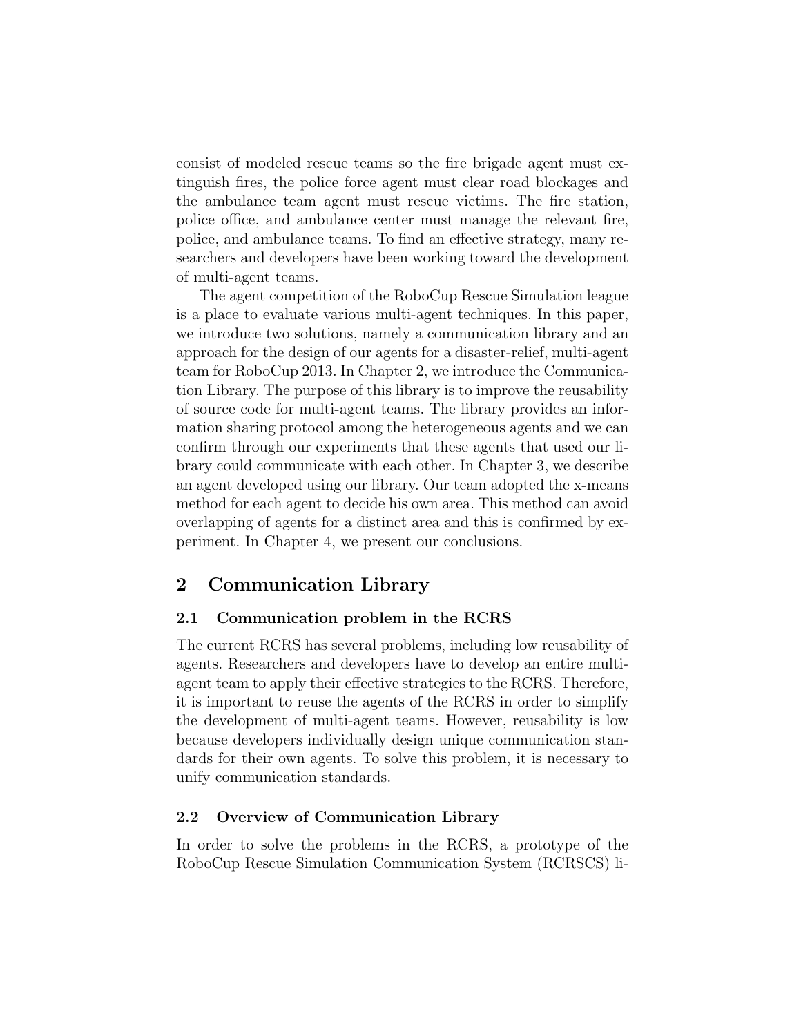consist of modeled rescue teams so the fire brigade agent must extinguish fires, the police force agent must clear road blockages and the ambulance team agent must rescue victims. The fire station, police office, and ambulance center must manage the relevant fire, police, and ambulance teams. To find an effective strategy, many researchers and developers have been working toward the development of multi-agent teams.

The agent competition of the RoboCup Rescue Simulation league is a place to evaluate various multi-agent techniques. In this paper, we introduce two solutions, namely a communication library and an approach for the design of our agents for a disaster-relief, multi-agent team for RoboCup 2013. In Chapter 2, we introduce the Communication Library. The purpose of this library is to improve the reusability of source code for multi-agent teams. The library provides an information sharing protocol among the heterogeneous agents and we can confirm through our experiments that these agents that used our library could communicate with each other. In Chapter 3, we describe an agent developed using our library. Our team adopted the x-means method for each agent to decide his own area. This method can avoid overlapping of agents for a distinct area and this is confirmed by experiment. In Chapter 4, we present our conclusions.

## 2 Communication Library

### 2.1 Communication problem in the RCRS

The current RCRS has several problems, including low reusability of agents. Researchers and developers have to develop an entire multi-agent team to apply their effective strategies to the RCRS. Therefore, it is important to reuse the agents of the RCRS in order to simplify the development of multi-agent teams. However, reusability is low because developers individually design unique communication standards for their own agents. To solve this problem, it is necessary to unify communication standards.

### 2.2 Overview of Communication Library

In order to solve the problems in the RCRS, a prototype of the RoboCup Rescue Simulation Communication System (RCRSCS) li-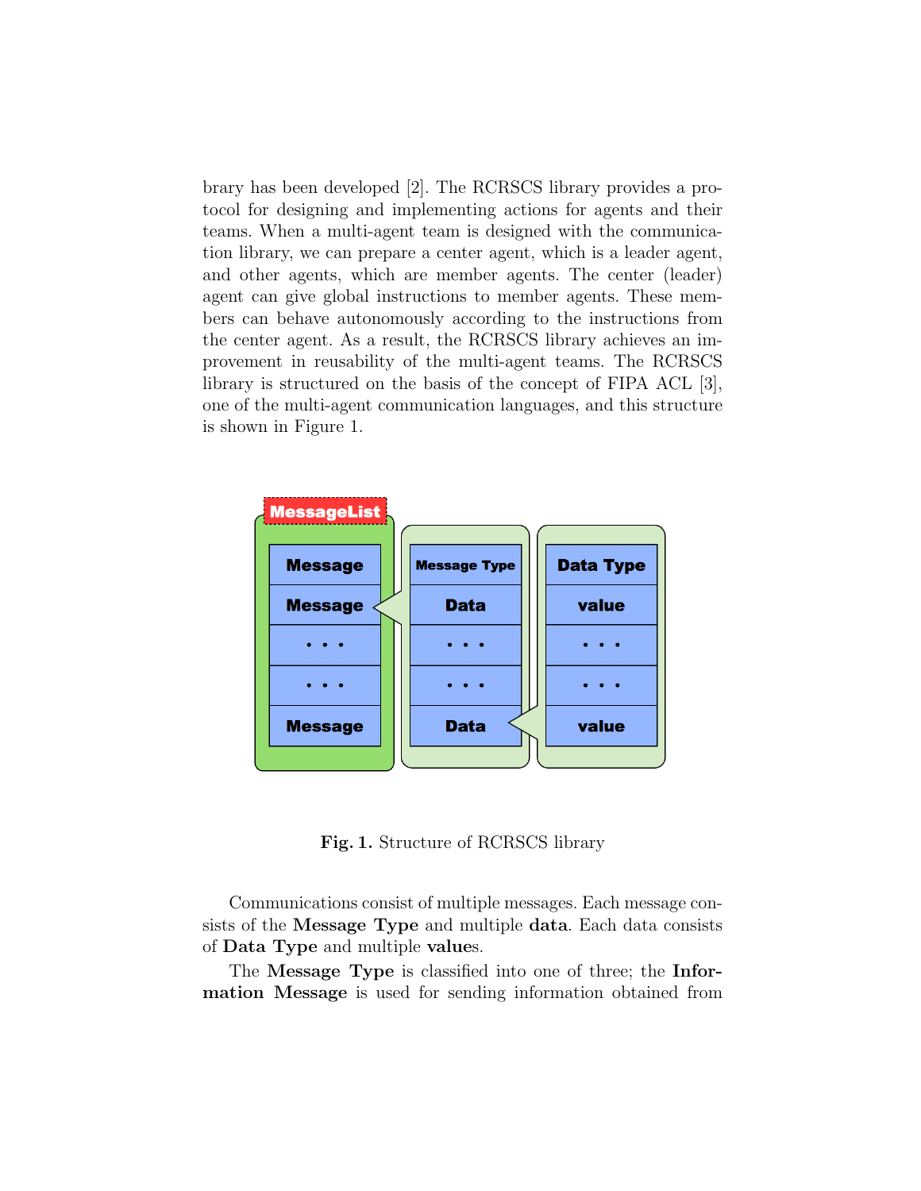brary has been developed [2]. The RCRSCS library provides a protocol for designing and implementing actions for agents and their teams. When a multi-agent team is designed with the communication library, we can prepare a center agent, which is a leader agent, and other agents, which are member agents. The center (leader) agent can give global instructions to member agents. These members can behave autonomously according to the instructions from the center agent. As a result, the RCRSCS library achieves an improvement in reusability of the multi-agent teams. The RCRSCS library is structured on the basis of the concept of FIPA ACL [3], one of the multi-agent communication languages, and this structure is shown in Figure 1.

**Fig. 1.** Structure of RCRSCS library

Communications consist of multiple messages. Each message consists of the **Message Type** and multiple **data**. Each data consists of **Data Type** and multiple **value**s.

The **Message Type** is classified into one of three; the **Information Message** is used for sending information obtained from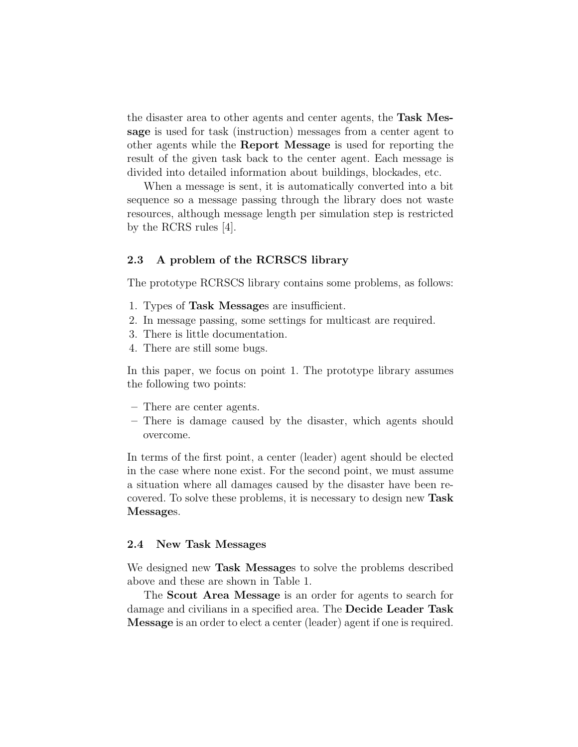the disaster area to other agents and center agents, the **Task Message** is used for task (instruction) messages from a center agent to other agents while the **Report Message** is used for reporting the result of the given task back to the center agent. Each message is divided into detailed information about buildings, blockades, etc.

When a message is sent, it is automatically converted into a bit sequence so a message passing through the library does not waste resources, although message length per simulation step is restricted by the RCRS rules [4].

### 2.3 A problem of the RCRSCS library

The prototype RCRSCS library contains some problems, as follows:

1. Types of **Task Message**s are insufficient.
2. In message passing, some settings for multicast are required.
3. There is little documentation.
4. There are still some bugs.

In this paper, we focus on point 1. The prototype library assumes the following two points:

- There are center agents.
- There is damage caused by the disaster, which agents should overcome.

In terms of the first point, a center (leader) agent should be elected in the case where none exist. For the second point, we must assume a situation where all damages caused by the disaster have been recovered. To solve these problems, it is necessary to design new **Task Message**s.

### 2.4 New Task Messages

We designed new **Task Message**s to solve the problems described above and these are shown in Table 1.

The **Scout Area Message** is an order for agents to search for damage and civilians in a specified area. The **Decide Leader Task Message** is an order to elect a center (leader) agent if one is required.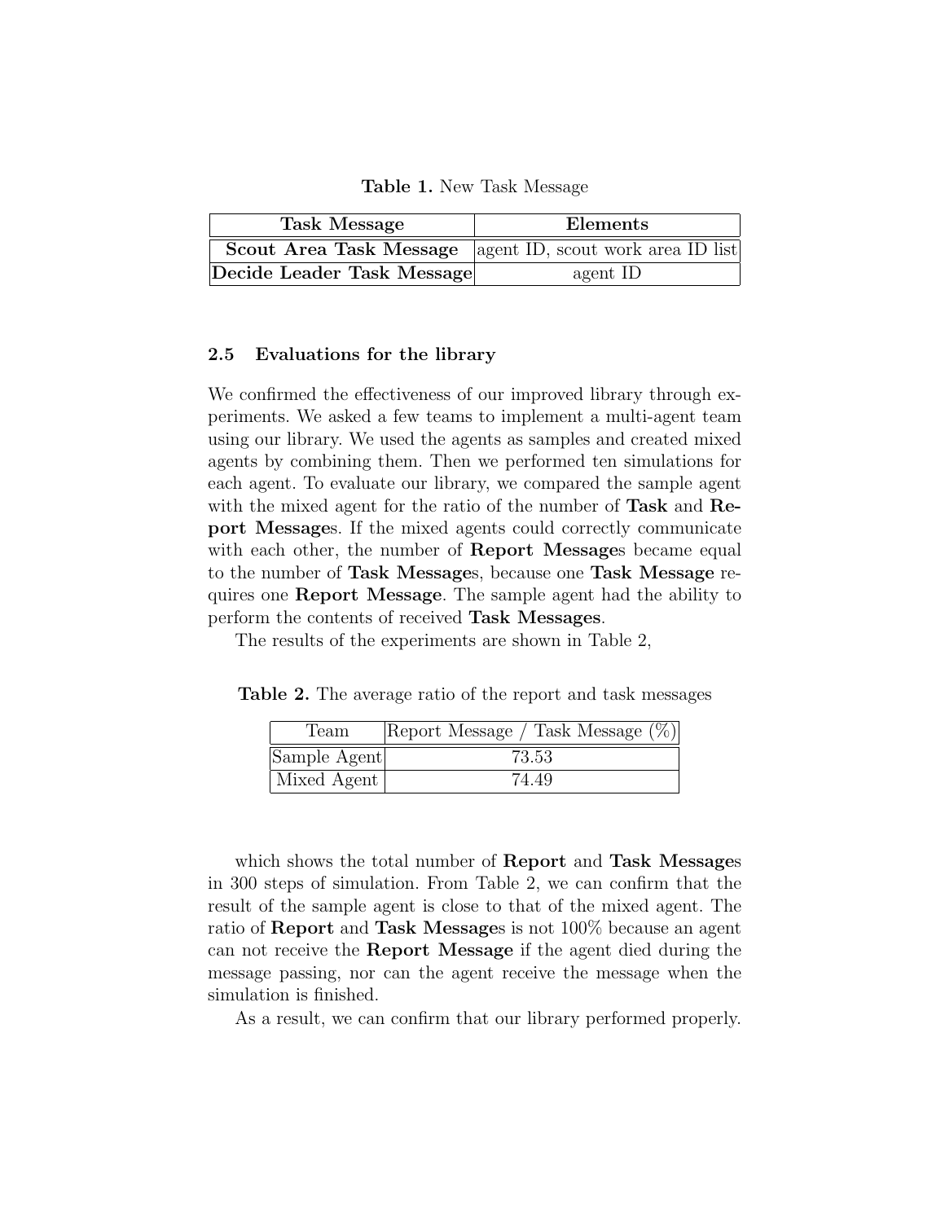**Table 1.** New Task Message

| Task Message | Elements |
|---|---|
| **Scout Area Task Message** | agent ID, scout work area ID list |
| **Decide Leader Task Message** | agent ID |

### 2.5 Evaluations for the library

We confirmed the effectiveness of our improved library through experiments. We asked a few teams to implement a multi-agent team using our library. We used the agents as samples and created mixed agents by combining them. Then we performed ten simulations for each agent. To evaluate our library, we compared the sample agent with the mixed agent for the ratio of the number of **Task** and **Report Message**s. If the mixed agents could correctly communicate with each other, the number of **Report Message**s became equal to the number of **Task Message**s, because one **Task Message** requires one **Report Message**. The sample agent had the ability to perform the contents of received **Task Messages**.

The results of the experiments are shown in Table 2,

**Table 2.** The average ratio of the report and task messages

| Team | Report Message / Task Message (%) |
|---|---|
| Sample Agent | 73.53 |
| Mixed Agent | 74.49 |

which shows the total number of **Report** and **Task Message**s in 300 steps of simulation. From Table 2, we can confirm that the result of the sample agent is close to that of the mixed agent. The ratio of **Report** and **Task Message**s is not 100% because an agent can not receive the **Report Message** if the agent died during the message passing, nor can the agent receive the message when the simulation is finished.

As a result, we can confirm that our library performed properly.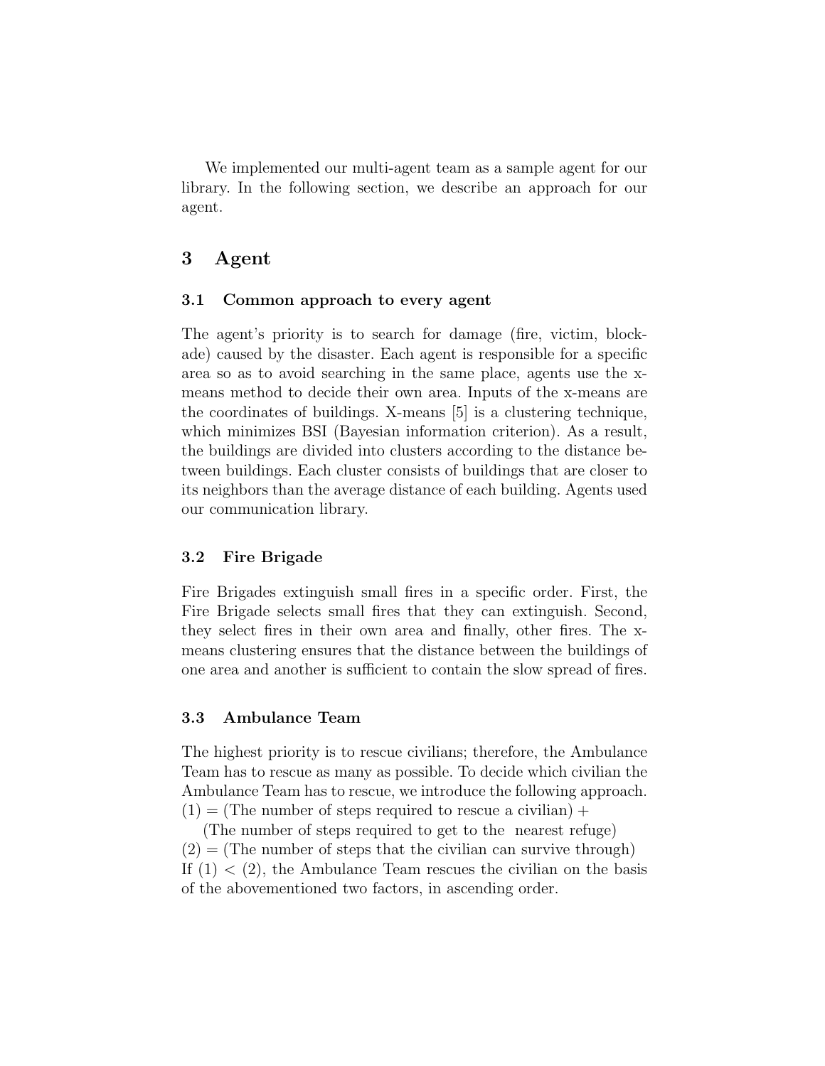We implemented our multi-agent team as a sample agent for our library. In the following section, we describe an approach for our agent.

# 3 Agent

## 3.1 Common approach to every agent

The agent's priority is to search for damage (fire, victim, blockade) caused by the disaster. Each agent is responsible for a specific area so as to avoid searching in the same place, agents use the x-means method to decide their own area. Inputs of the x-means are the coordinates of buildings. X-means [5] is a clustering technique, which minimizes BSI (Bayesian information criterion). As a result, the buildings are divided into clusters according to the distance between buildings. Each cluster consists of buildings that are closer to its neighbors than the average distance of each building. Agents used our communication library.

## 3.2 Fire Brigade

Fire Brigades extinguish small fires in a specific order. First, the Fire Brigade selects small fires that they can extinguish. Second, they select fires in their own area and finally, other fires. The x-means clustering ensures that the distance between the buildings of one area and another is sufficient to contain the slow spread of fires.

## 3.3 Ambulance Team

The highest priority is to rescue civilians; therefore, the Ambulance Team has to rescue as many as possible. To decide which civilian the Ambulance Team has to rescue, we introduce the following approach.
(1) = (The number of steps required to rescue a civilian) +
(The number of steps required to get to the nearest refuge)
(2) = (The number of steps that the civilian can survive through)
If (1) < (2), the Ambulance Team rescues the civilian on the basis of the abovementioned two factors, in ascending order.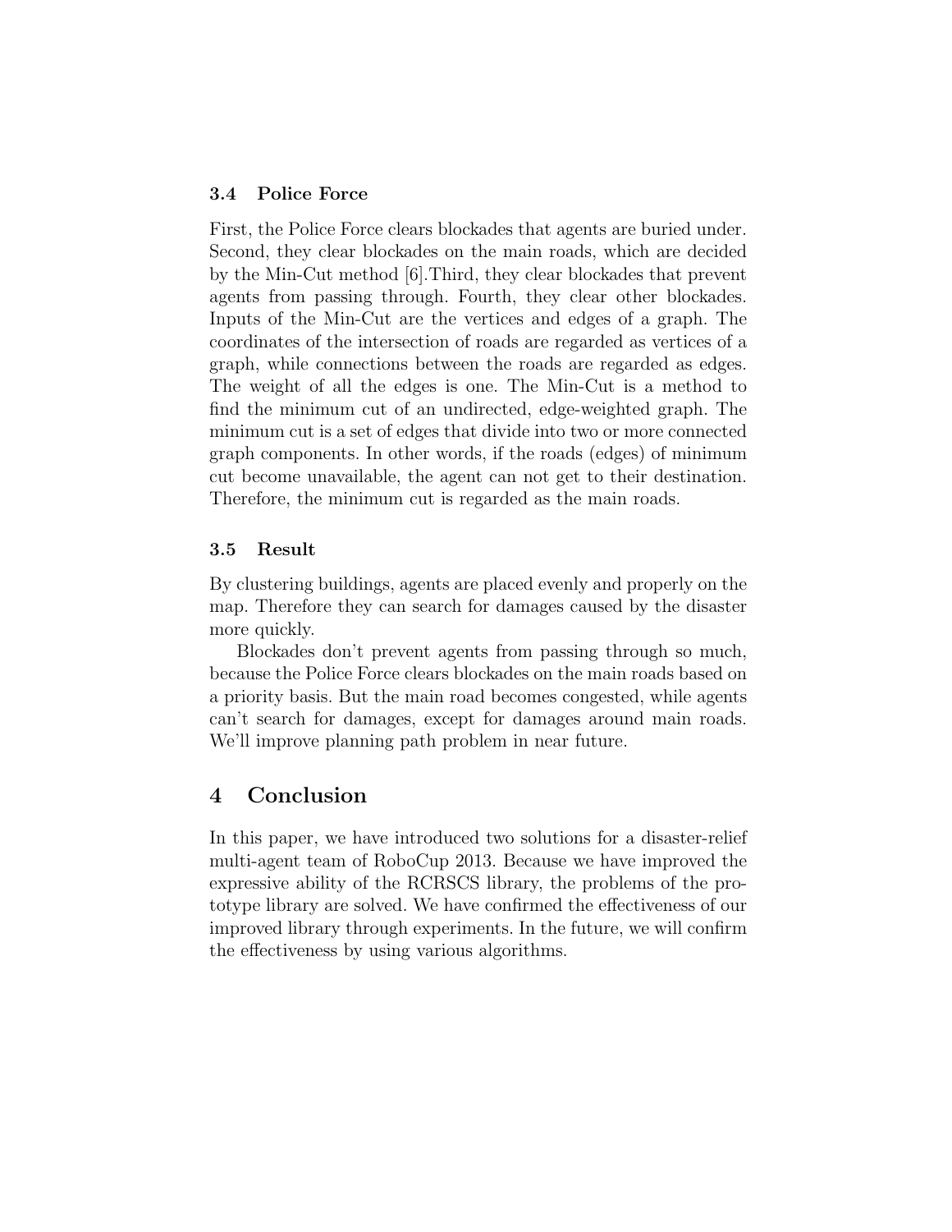### 3.4 Police Force

First, the Police Force clears blockades that agents are buried under. Second, they clear blockades on the main roads, which are decided by the Min-Cut method [6].Third, they clear blockades that prevent agents from passing through. Fourth, they clear other blockades. Inputs of the Min-Cut are the vertices and edges of a graph. The coordinates of the intersection of roads are regarded as vertices of a graph, while connections between the roads are regarded as edges. The weight of all the edges is one. The Min-Cut is a method to find the minimum cut of an undirected, edge-weighted graph. The minimum cut is a set of edges that divide into two or more connected graph components. In other words, if the roads (edges) of minimum cut become unavailable, the agent can not get to their destination. Therefore, the minimum cut is regarded as the main roads.

### 3.5 Result

By clustering buildings, agents are placed evenly and properly on the map. Therefore they can search for damages caused by the disaster more quickly.

Blockades don't prevent agents from passing through so much, because the Police Force clears blockades on the main roads based on a priority basis. But the main road becomes congested, while agents can't search for damages, except for damages around main roads. We'll improve planning path problem in near future.

## 4 Conclusion

In this paper, we have introduced two solutions for a disaster-relief multi-agent team of RoboCup 2013. Because we have improved the expressive ability of the RCRSCS library, the problems of the prototype library are solved. We have confirmed the effectiveness of our improved library through experiments. In the future, we will confirm the effectiveness by using various algorithms.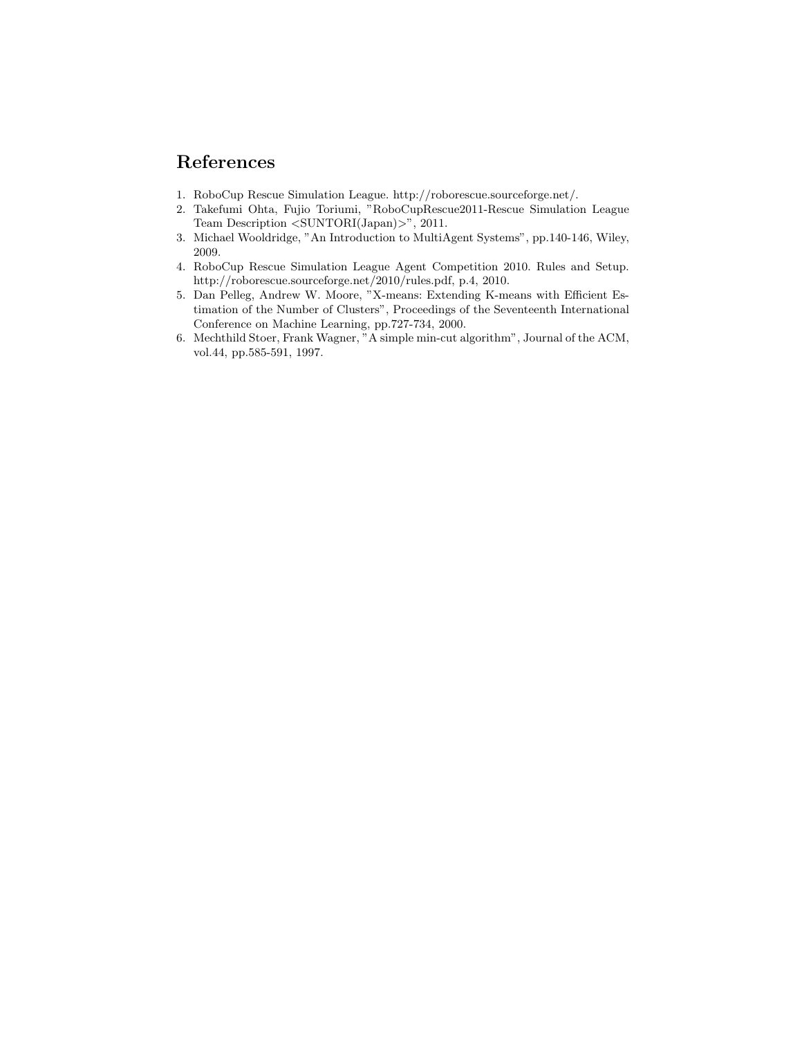## References

1. RoboCup Rescue Simulation League. http://roborescue.sourceforge.net/.
2. Takefumi Ohta, Fujio Toriumi, "RoboCupRescue2011-Rescue Simulation League Team Description <SUNTORI(Japan)>", 2011.
3. Michael Wooldridge, "An Introduction to MultiAgent Systems", pp.140-146, Wiley, 2009.
4. RoboCup Rescue Simulation League Agent Competition 2010. Rules and Setup. http://roborescue.sourceforge.net/2010/rules.pdf, p.4, 2010.
5. Dan Pelleg, Andrew W. Moore, "X-means: Extending K-means with Efficient Estimation of the Number of Clusters", Proceedings of the Seventeenth International Conference on Machine Learning, pp.727-734, 2000.
6. Mechthild Stoer, Frank Wagner, "A simple min-cut algorithm", Journal of the ACM, vol.44, pp.585-591, 1997.